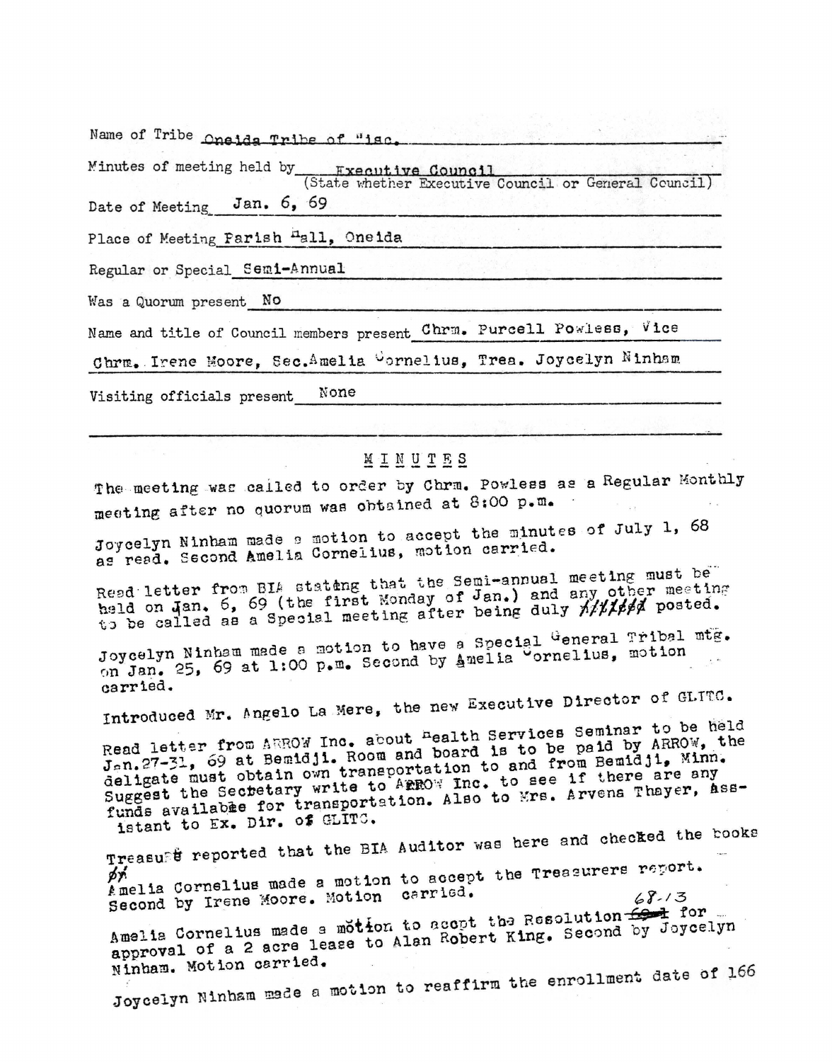Name of Tribe Oneida Tribe of Wisc.

Minutes of meeting held by Executive Council
(State whether Executive Council or General Council)

Date of Meeting Jan. 6, 69

Place of Meeting Parish Hall, Oneida

Regular or Special Semi-Annual

Was a Quorum present No

Name and title of Council members present Chrm. Purcell Powless, Vice Chrm. Irene Moore, Sec. Amelia Cornelius, Trea. Joycelyn Ninham

Visiting officials present None

## MINUTES

The meeting was called to order by Chrm. Powless as a Regular Monthly meeting after no quorum was obtained at 8:00 p.m.

Joycelyn Ninham made a motion to accept the minutes of July 1, 68 as read. Second Amelia Cornelius, motion carried.

Read letter from BIA stating that the Semi-annual meeting must be held on Jan. 6, 69 (the first Monday of Jan.) and any other meeting to be called as a Special meeting after being duly ~~//////~~ posted.

Joycelyn Ninham made a motion to have a Special General Tribal mtg. on Jan. 25, 69 at 1:00 p.m. Second by Amelia Cornelius, motion carried.

Introduced Mr. Angelo La Mere, the new Executive Director of GLITC.

Read letter from ARROW Inc. about Health Services Seminar to be held Jan.27-31, 69 at Bemidji. Room and board is to be paid by ARROW, the deligate must obtain own transportation to and from Bemidji, Minn. Suggest the Secretary write to ARROW Inc. to see if there are any funds available for transportation. Also to Mrs. Arvena Thayer, Assistant to Ex. Dir. of GLITC.

Treasure reported that the BIA Auditor was here and checked the books ~~of~~

Amelia Cornelius made a motion to accept the Treasurers report. Second by Irene Moore. Motion carried.

Amelia Cornelius made a motion to acept the Resolution ~~69-1~~ 68-13 for approval of a 2 acre lease to Alan Robert King. Second by Joycelyn Ninham. Motion carried.

Joycelyn Ninham made a motion to reaffirm the enrollment date of 166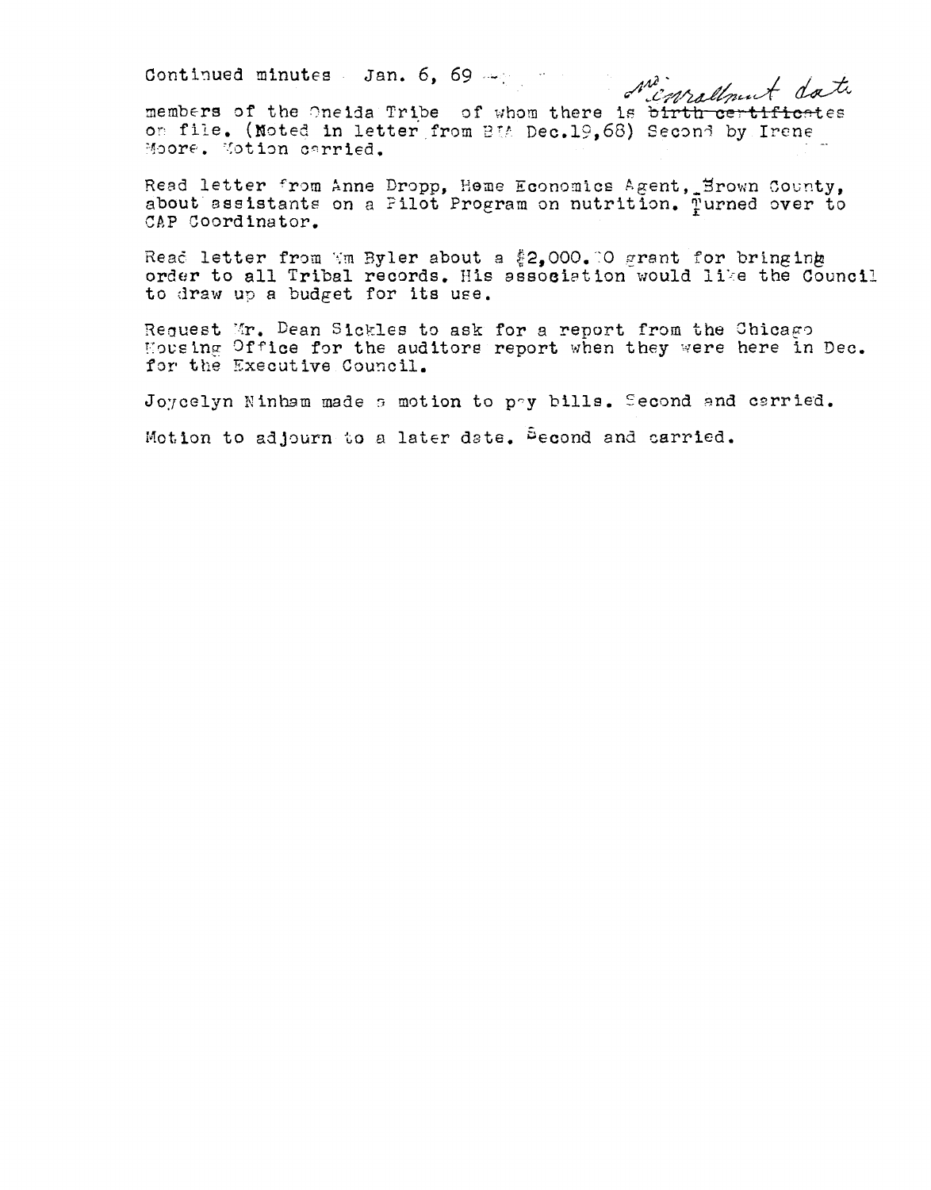Continued minutes Jan. 6, 69 --

members of the Oneida Tribe of whom there is ~~birth certificates~~ enrollment date on file. (Noted in letter from BIA Dec.19,68) Second by Irene Moore. Motion carried.

Read letter from Anne Dropp, Home Economics Agent, Brown County, about assistants on a Pilot Program on nutrition. Turned over to CAP Coordinator.

Read letter from Wm Byler about a $2,000.00 grant for bringing order to all Tribal records. His association would like the Council to draw up a budget for its use.

Request Mr. Dean Sickles to ask for a report from the Chicago Housing Office for the auditors report when they were here in Dec. for the Executive Council.

Joycelyn Ninham made a motion to pay bills. Second and carried.

Motion to adjourn to a later date. Second and carried.